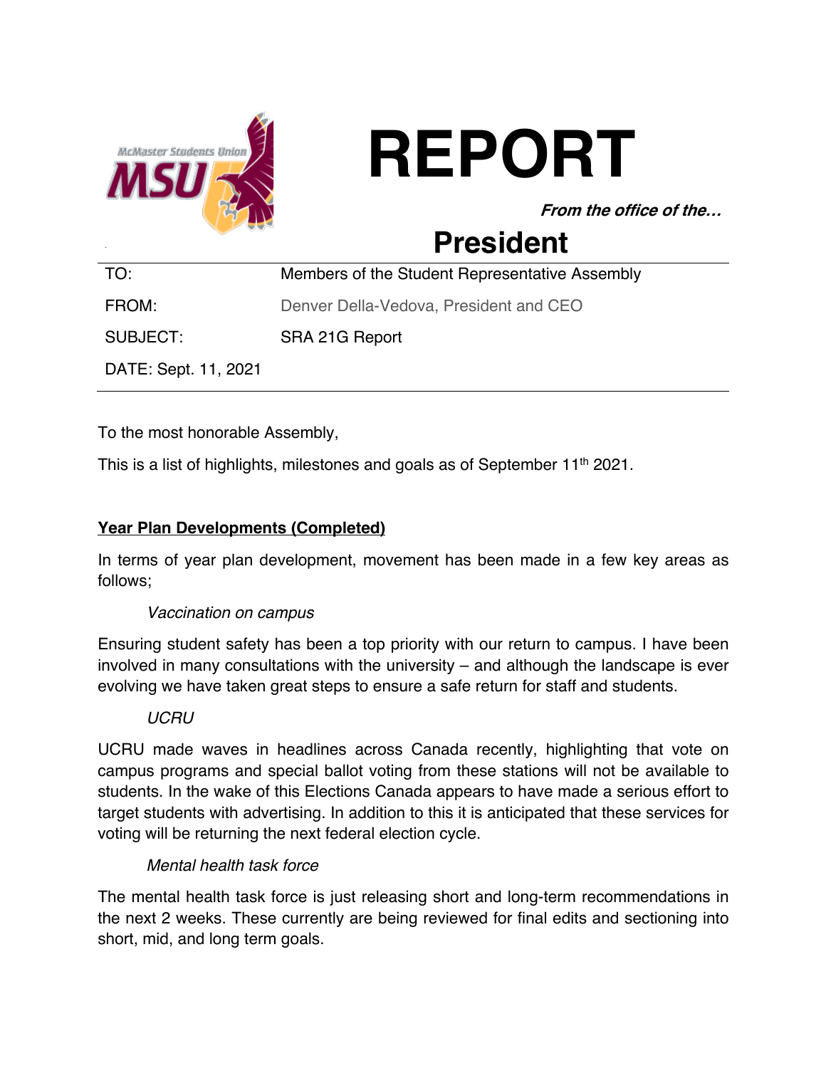# REPORT

***From the office of the…***

## President

| | |
|---|---|
| TO: | Members of the Student Representative Assembly |
| FROM: | Denver Della-Vedova, President and CEO |
| SUBJECT: | SRA 21G Report |
| DATE: Sept. 11, 2021 | |

To the most honorable Assembly,

This is a list of highlights, milestones and goals as of September 11th 2021.

**Year Plan Developments (Completed)**

In terms of year plan development, movement has been made in a few key areas as follows;

*Vaccination on campus*

Ensuring student safety has been a top priority with our return to campus. I have been involved in many consultations with the university – and although the landscape is ever evolving we have taken great steps to ensure a safe return for staff and students.

*UCRU*

UCRU made waves in headlines across Canada recently, highlighting that vote on campus programs and special ballot voting from these stations will not be available to students. In the wake of this Elections Canada appears to have made a serious effort to target students with advertising. In addition to this it is anticipated that these services for voting will be returning the next federal election cycle.

*Mental health task force*

The mental health task force is just releasing short and long-term recommendations in the next 2 weeks. These currently are being reviewed for final edits and sectioning into short, mid, and long term goals.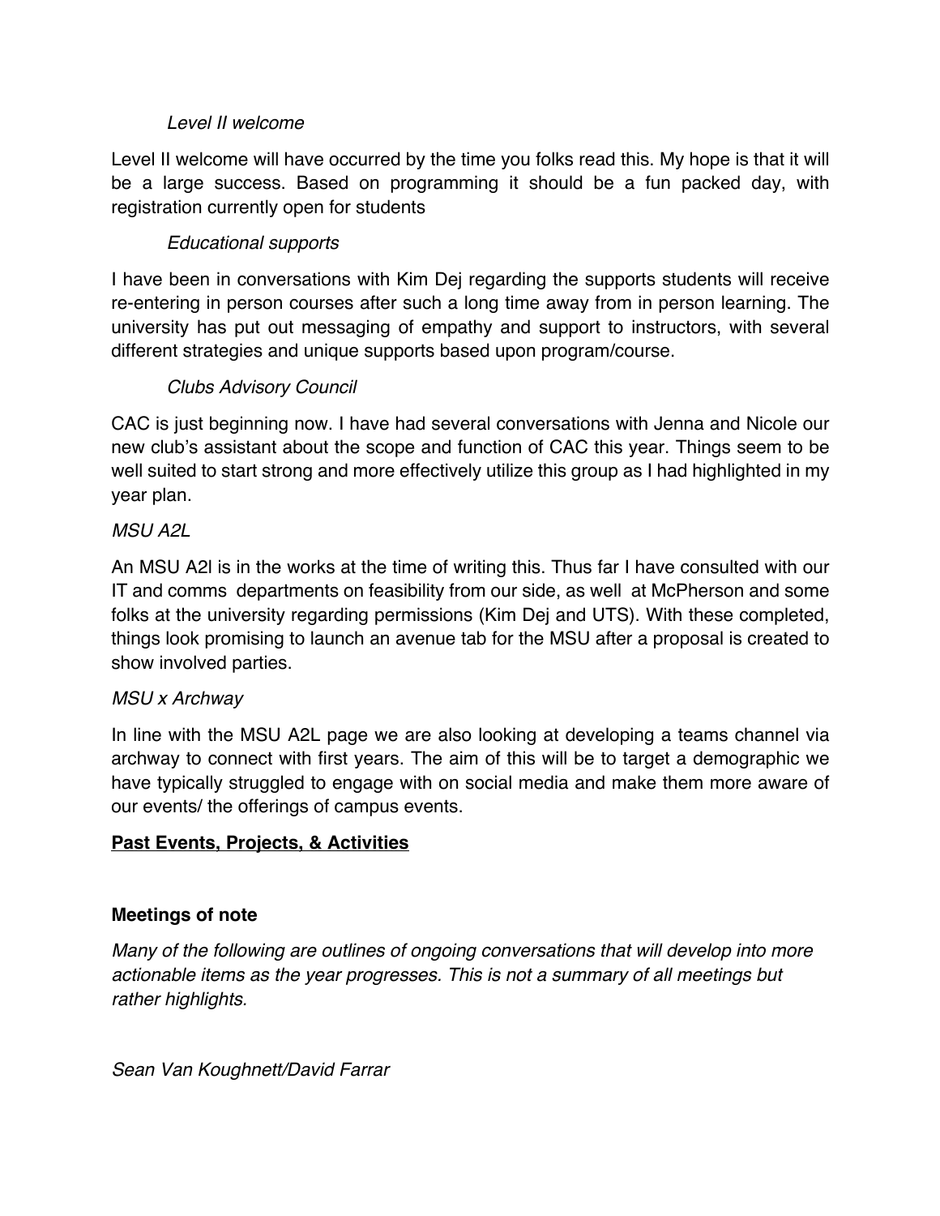*Level II welcome*

Level II welcome will have occurred by the time you folks read this. My hope is that it will be a large success. Based on programming it should be a fun packed day, with registration currently open for students

*Educational supports*

I have been in conversations with Kim Dej regarding the supports students will receive re-entering in person courses after such a long time away from in person learning. The university has put out messaging of empathy and support to instructors, with several different strategies and unique supports based upon program/course.

*Clubs Advisory Council*

CAC is just beginning now. I have had several conversations with Jenna and Nicole our new club's assistant about the scope and function of CAC this year. Things seem to be well suited to start strong and more effectively utilize this group as I had highlighted in my year plan.

*MSU A2L*

An MSU A2l is in the works at the time of writing this. Thus far I have consulted with our IT and comms departments on feasibility from our side, as well at McPherson and some folks at the university regarding permissions (Kim Dej and UTS). With these completed, things look promising to launch an avenue tab for the MSU after a proposal is created to show involved parties.

*MSU x Archway*

In line with the MSU A2L page we are also looking at developing a teams channel via archway to connect with first years. The aim of this will be to target a demographic we have typically struggled to engage with on social media and make them more aware of our events/ the offerings of campus events.

**<u>Past Events, Projects, & Activities</u>**

**Meetings of note**

*Many of the following are outlines of ongoing conversations that will develop into more actionable items as the year progresses. This is not a summary of all meetings but rather highlights.*

*Sean Van Koughnett/David Farrar*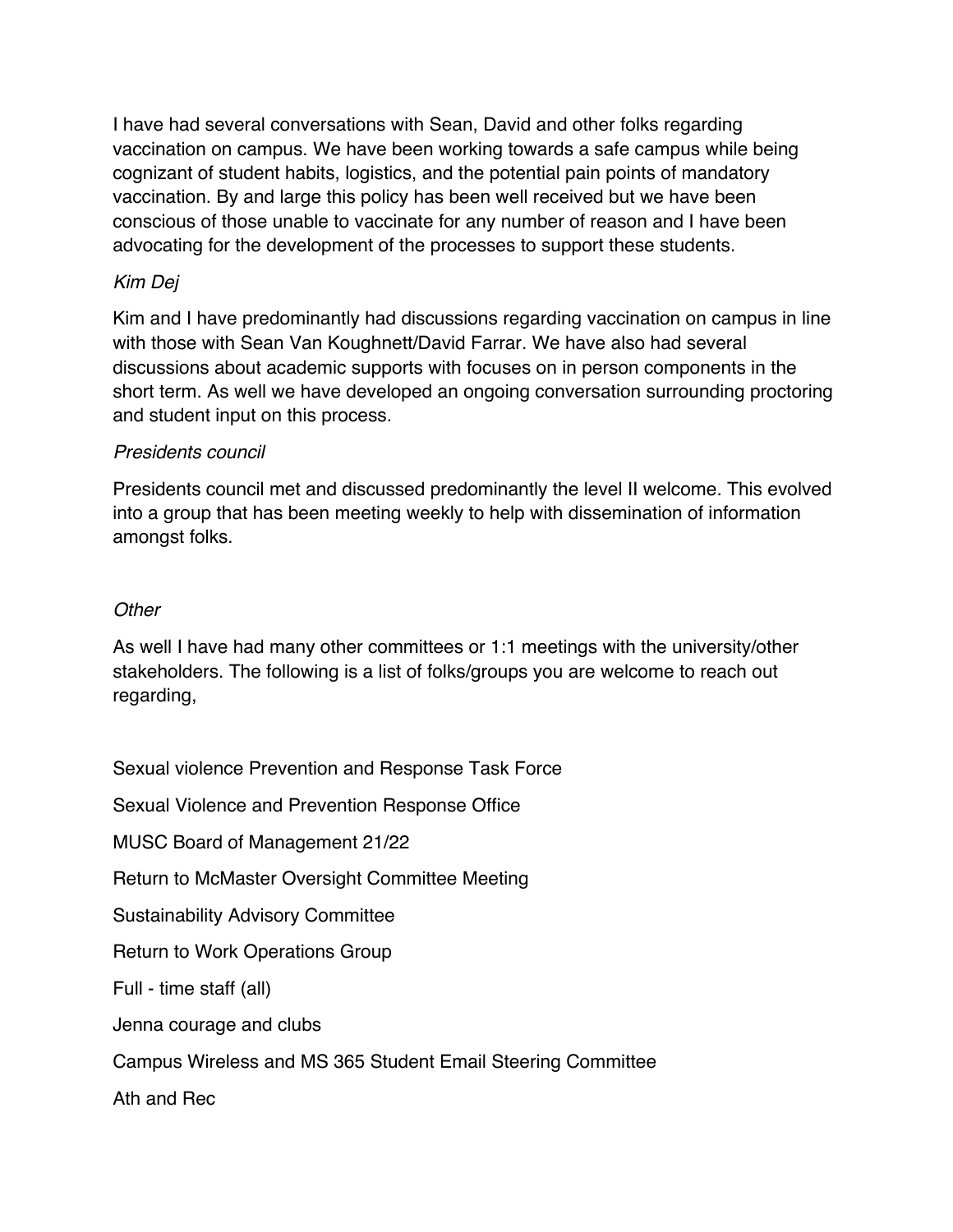I have had several conversations with Sean, David and other folks regarding vaccination on campus. We have been working towards a safe campus while being cognizant of student habits, logistics, and the potential pain points of mandatory vaccination. By and large this policy has been well received but we have been conscious of those unable to vaccinate for any number of reason and I have been advocating for the development of the processes to support these students.

*Kim Dej*

Kim and I have predominantly had discussions regarding vaccination on campus in line with those with Sean Van Koughnett/David Farrar. We have also had several discussions about academic supports with focuses on in person components in the short term. As well we have developed an ongoing conversation surrounding proctoring and student input on this process.

*Presidents council*

Presidents council met and discussed predominantly the level II welcome. This evolved into a group that has been meeting weekly to help with dissemination of information amongst folks.

*Other*

As well I have had many other committees or 1:1 meetings with the university/other stakeholders. The following is a list of folks/groups you are welcome to reach out regarding,

Sexual violence Prevention and Response Task Force

Sexual Violence and Prevention Response Office

MUSC Board of Management 21/22

Return to McMaster Oversight Committee Meeting

Sustainability Advisory Committee

Return to Work Operations Group

Full - time staff (all)

Jenna courage and clubs

Campus Wireless and MS 365 Student Email Steering Committee

Ath and Rec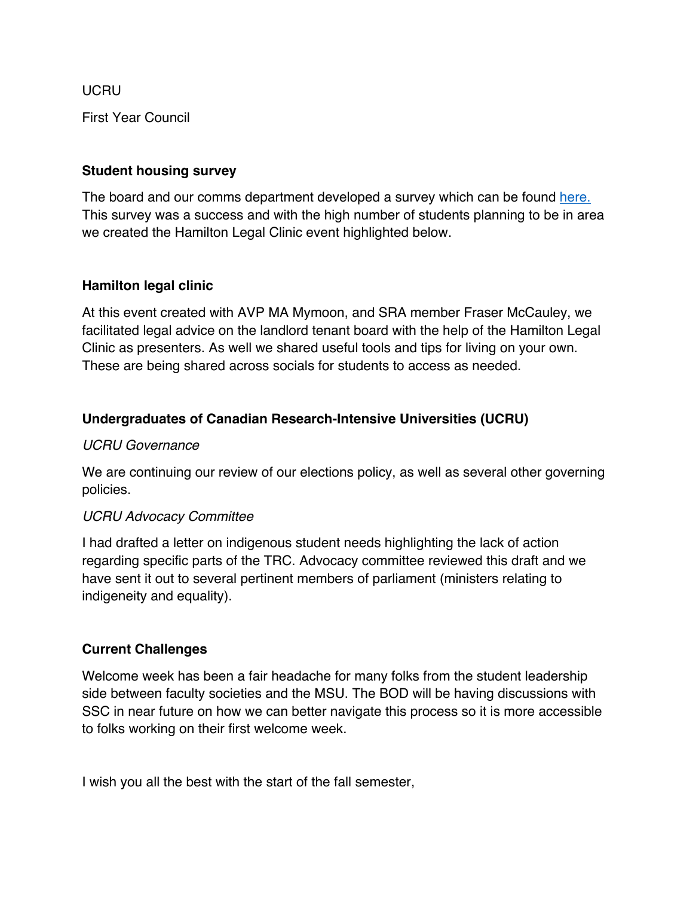UCRU

First Year Council

**Student housing survey**

The board and our comms department developed a survey which can be found [here.](#) This survey was a success and with the high number of students planning to be in area we created the Hamilton Legal Clinic event highlighted below.

**Hamilton legal clinic**

At this event created with AVP MA Mymoon, and SRA member Fraser McCauley, we facilitated legal advice on the landlord tenant board with the help of the Hamilton Legal Clinic as presenters. As well we shared useful tools and tips for living on your own. These are being shared across socials for students to access as needed.

**Undergraduates of Canadian Research-Intensive Universities (UCRU)**

*UCRU Governance*

We are continuing our review of our elections policy, as well as several other governing policies.

*UCRU Advocacy Committee*

I had drafted a letter on indigenous student needs highlighting the lack of action regarding specific parts of the TRC. Advocacy committee reviewed this draft and we have sent it out to several pertinent members of parliament (ministers relating to indigeneity and equality).

**Current Challenges**

Welcome week has been a fair headache for many folks from the student leadership side between faculty societies and the MSU. The BOD will be having discussions with SSC in near future on how we can better navigate this process so it is more accessible to folks working on their first welcome week.

I wish you all the best with the start of the fall semester,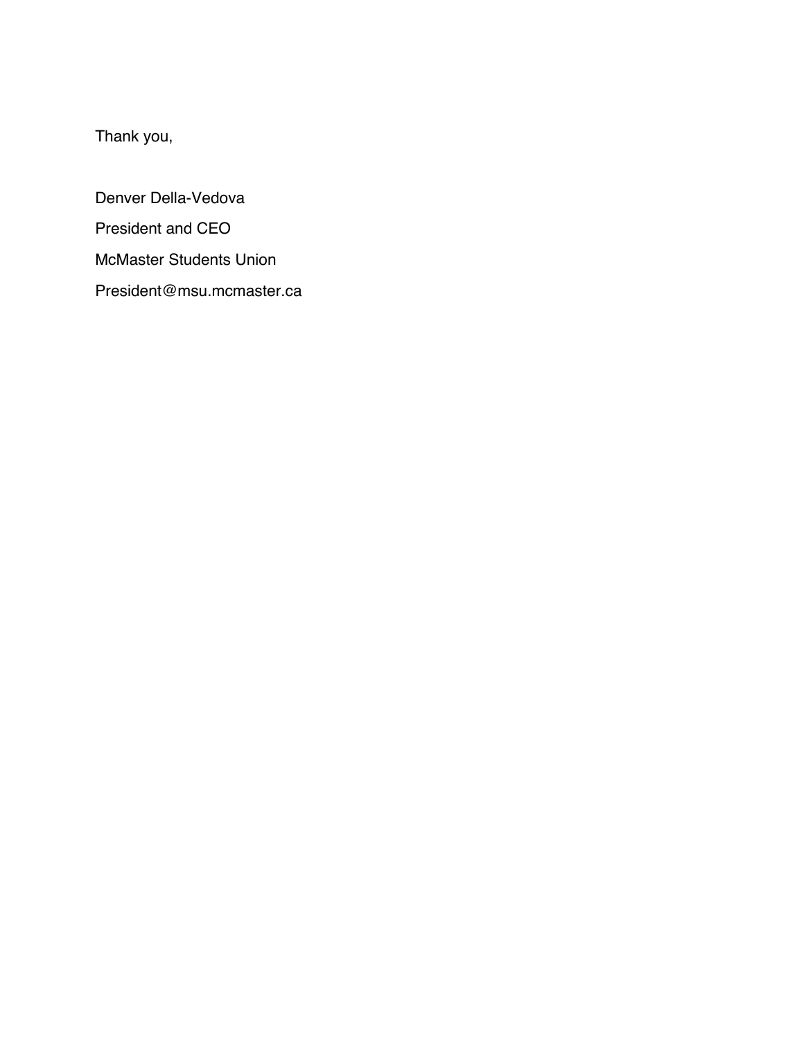Thank you,

Denver Della-Vedova

President and CEO

McMaster Students Union

President@msu.mcmaster.ca